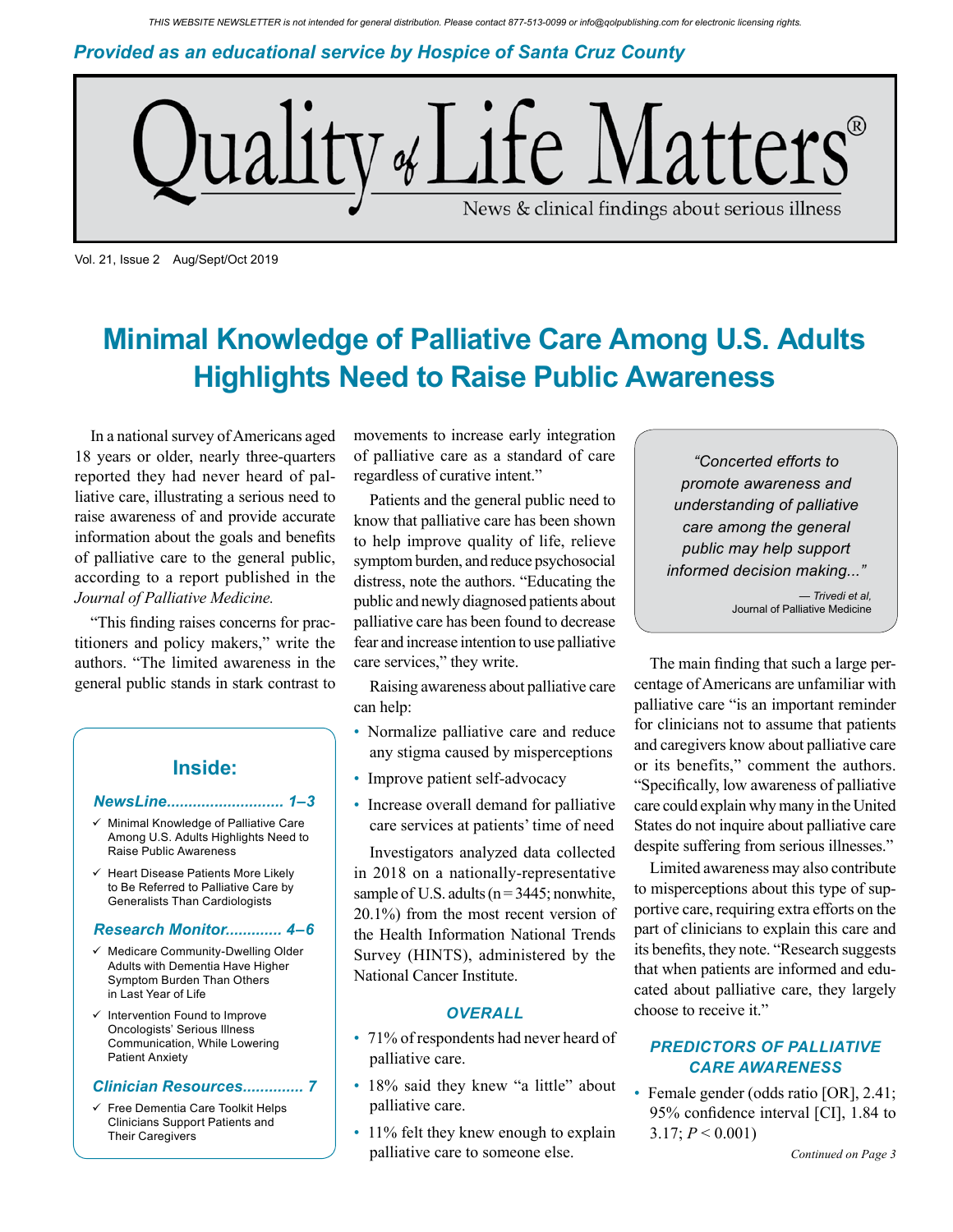THIS WEBSITE NEWSLETTER is not intended for general distribution. Please contact 877-513-0099 or info@qolpublishing.com for electronic licensing rights.

*Provided as an educational service by Hospice of Santa Cruz County*

# Quality of Life Matters®

News & clinical findings about serious illness

Vol. 21, Issue 2 Aug/Sept/Oct 2019

## Minimal Knowledge of Palliative Care Among U.S. Adults Highlights Need to Raise Public Awareness

In a national survey of Americans aged 18 years or older, nearly three-quarters reported they had never heard of palliative care, illustrating a serious need to raise awareness of and provide accurate information about the goals and benefits of palliative care to the general public, according to a report published in the *Journal of Palliative Medicine.*

"This finding raises concerns for practitioners and policy makers," write the authors. "The limited awareness in the general public stands in stark contrast to movements to increase early integration of palliative care as a standard of care regardless of curative intent."

Patients and the general public need to know that palliative care has been shown to help improve quality of life, relieve symptom burden, and reduce psychosocial distress, note the authors. "Educating the public and newly diagnosed patients about palliative care has been found to decrease fear and increase intention to use palliative care services," they write.

Raising awareness about palliative care can help:

- Normalize palliative care and reduce any stigma caused by misperceptions
- Improve patient self-advocacy
- Increase overall demand for palliative care services at patients' time of need

Investigators analyzed data collected in 2018 on a nationally-representative sample of U.S. adults (n = 3445; nonwhite, 20.1%) from the most recent version of the Health Information National Trends Survey (HINTS), administered by the National Cancer Institute.

### OVERALL

- 71% of respondents had never heard of palliative care.
- 18% said they knew "a little" about palliative care.
- 11% felt they knew enough to explain palliative care to someone else.

> *"Concerted efforts to promote awareness and understanding of palliative care among the general public may help support informed decision making..."*
>
> — *Trivedi et al,* Journal of Palliative Medicine

The main finding that such a large percentage of Americans are unfamiliar with palliative care "is an important reminder for clinicians not to assume that patients and caregivers know about palliative care or its benefits," comment the authors. "Specifically, low awareness of palliative care could explain why many in the United States do not inquire about palliative care despite suffering from serious illnesses."

Limited awareness may also contribute to misperceptions about this type of supportive care, requiring extra efforts on the part of clinicians to explain this care and its benefits, they note. "Research suggests that when patients are informed and educated about palliative care, they largely choose to receive it."

### PREDICTORS OF PALLIATIVE CARE AWARENESS

- Female gender (odds ratio [OR], 2.41; 95% confidence interval [CI], 1.84 to 3.17; $P < 0.001$)

*Continued on Page 3*

---

### Inside:

**NewsLine........................... 1–3**

- ✓ Minimal Knowledge of Palliative Care Among U.S. Adults Highlights Need to Raise Public Awareness
- ✓ Heart Disease Patients More Likely to Be Referred to Palliative Care by Generalists Than Cardiologists

**Research Monitor............. 4–6**

- ✓ Medicare Community-Dwelling Older Adults with Dementia Have Higher Symptom Burden Than Others in Last Year of Life
- ✓ Intervention Found to Improve Oncologists' Serious Illness Communication, While Lowering Patient Anxiety

**Clinician Resources............. 7**

- ✓ Free Dementia Care Toolkit Helps Clinicians Support Patients and Their Caregivers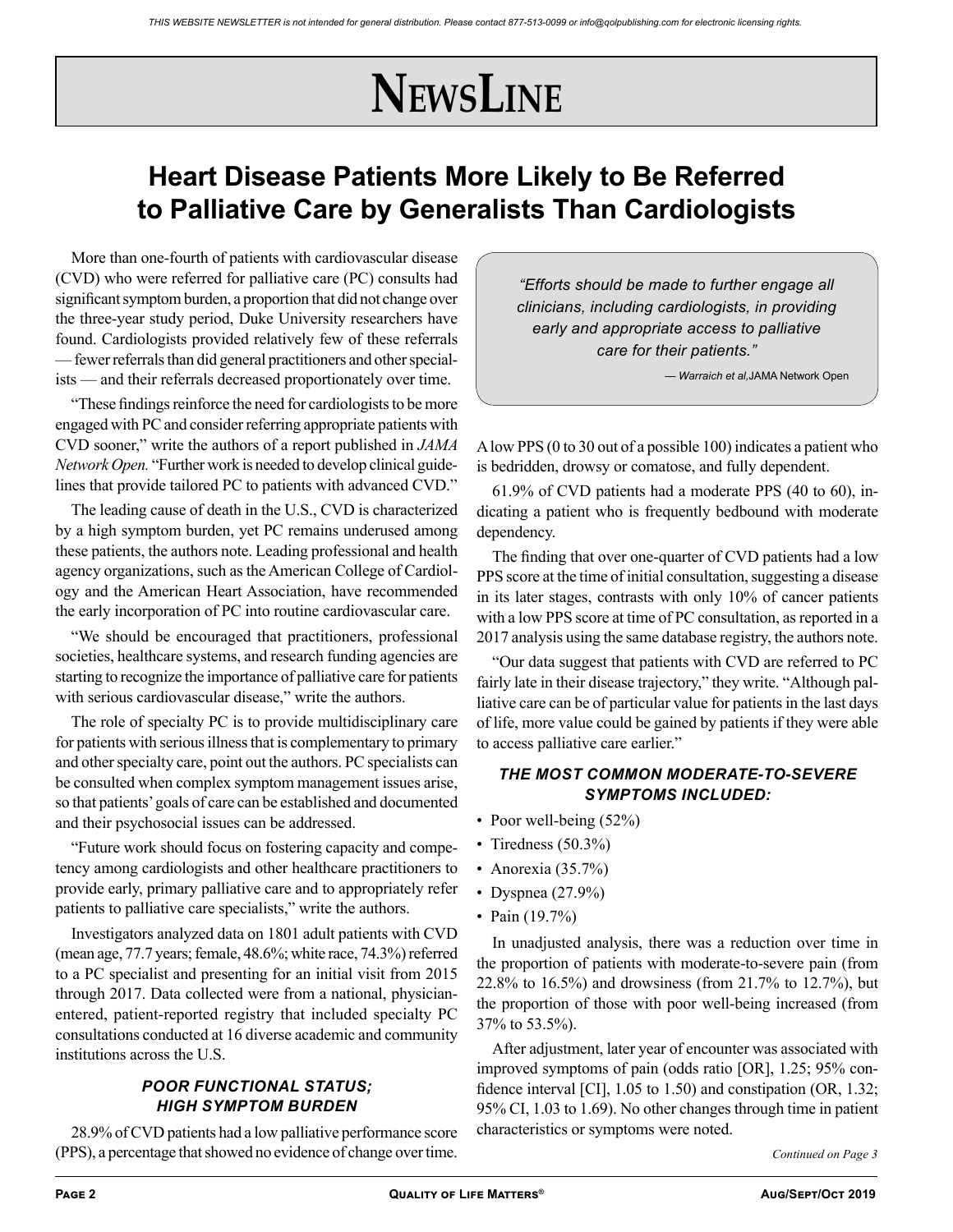# NewsLine

## Heart Disease Patients More Likely to Be Referred to Palliative Care by Generalists Than Cardiologists

More than one-fourth of patients with cardiovascular disease (CVD) who were referred for palliative care (PC) consults had significant symptom burden, a proportion that did not change over the three-year study period, Duke University researchers have found. Cardiologists provided relatively few of these referrals — fewer referrals than did general practitioners and other specialists — and their referrals decreased proportionately over time.

"These findings reinforce the need for cardiologists to be more engaged with PC and consider referring appropriate patients with CVD sooner," write the authors of a report published in *JAMA Network Open.* "Further work is needed to develop clinical guidelines that provide tailored PC to patients with advanced CVD."

The leading cause of death in the U.S., CVD is characterized by a high symptom burden, yet PC remains underused among these patients, the authors note. Leading professional and health agency organizations, such as the American College of Cardiology and the American Heart Association, have recommended the early incorporation of PC into routine cardiovascular care.

"We should be encouraged that practitioners, professional societies, healthcare systems, and research funding agencies are starting to recognize the importance of palliative care for patients with serious cardiovascular disease," write the authors.

The role of specialty PC is to provide multidisciplinary care for patients with serious illness that is complementary to primary and other specialty care, point out the authors. PC specialists can be consulted when complex symptom management issues arise, so that patients' goals of care can be established and documented and their psychosocial issues can be addressed.

"Future work should focus on fostering capacity and competency among cardiologists and other healthcare practitioners to provide early, primary palliative care and to appropriately refer patients to palliative care specialists," write the authors.

Investigators analyzed data on 1801 adult patients with CVD (mean age, 77.7 years; female, 48.6%; white race, 74.3%) referred to a PC specialist and presenting for an initial visit from 2015 through 2017. Data collected were from a national, physician-entered, patient-reported registry that included specialty PC consultations conducted at 16 diverse academic and community institutions across the U.S.

> *"Efforts should be made to further engage all clinicians, including cardiologists, in providing early and appropriate access to palliative care for their patients."*
>
> — *Warraich et al,* JAMA Network Open

### *POOR FUNCTIONAL STATUS; HIGH SYMPTOM BURDEN*

28.9% of CVD patients had a low palliative performance score (PPS), a percentage that showed no evidence of change over time. A low PPS (0 to 30 out of a possible 100) indicates a patient who is bedridden, drowsy or comatose, and fully dependent.

61.9% of CVD patients had a moderate PPS (40 to 60), indicating a patient who is frequently bedbound with moderate dependency.

The finding that over one-quarter of CVD patients had a low PPS score at the time of initial consultation, suggesting a disease in its later stages, contrasts with only 10% of cancer patients with a low PPS score at time of PC consultation, as reported in a 2017 analysis using the same database registry, the authors note.

"Our data suggest that patients with CVD are referred to PC fairly late in their disease trajectory," they write. "Although palliative care can be of particular value for patients in the last days of life, more value could be gained by patients if they were able to access palliative care earlier."

### *THE MOST COMMON MODERATE-TO-SEVERE SYMPTOMS INCLUDED:*

- Poor well-being (52%)
- Tiredness (50.3%)
- Anorexia (35.7%)
- Dyspnea (27.9%)
- Pain (19.7%)

In unadjusted analysis, there was a reduction over time in the proportion of patients with moderate-to-severe pain (from 22.8% to 16.5%) and drowsiness (from 21.7% to 12.7%), but the proportion of those with poor well-being increased (from 37% to 53.5%).

After adjustment, later year of encounter was associated with improved symptoms of pain (odds ratio [OR], 1.25; 95% confidence interval [CI], 1.05 to 1.50) and constipation (OR, 1.32; 95% CI, 1.03 to 1.69). No other changes through time in patient characteristics or symptoms were noted.

*Continued on Page 3*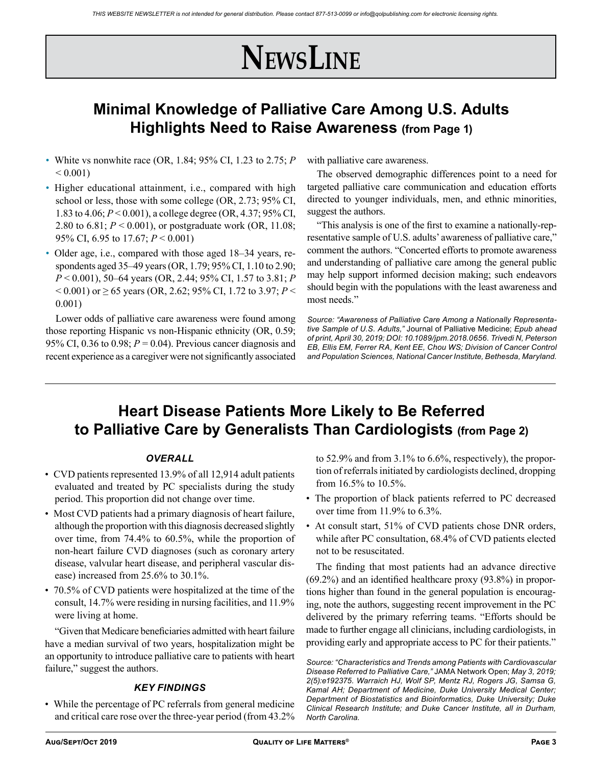# NewsLine

## Minimal Knowledge of Palliative Care Among U.S. Adults Highlights Need to Raise Awareness (from Page 1)

- White vs nonwhite race (OR, 1.84; 95% CI, 1.23 to 2.75; $P < 0.001$)
- Higher educational attainment, i.e., compared with high school or less, those with some college (OR, 2.73; 95% CI, 1.83 to 4.06; $P < 0.001$), a college degree (OR, 4.37; 95% CI, 2.80 to 6.81; $P < 0.001$), or postgraduate work (OR, 11.08; 95% CI, 6.95 to 17.67; $P < 0.001$)
- Older age, i.e., compared with those aged 18–34 years, respondents aged 35–49 years (OR, 1.79; 95% CI, 1.10 to 2.90; $P < 0.001$), 50–64 years (OR, 2.44; 95% CI, 1.57 to 3.81; $P < 0.001$) or ≥ 65 years (OR, 2.62; 95% CI, 1.72 to 3.97; $P < 0.001$)

Lower odds of palliative care awareness were found among those reporting Hispanic vs non-Hispanic ethnicity (OR, 0.59; 95% CI, 0.36 to 0.98; $P = 0.04$). Previous cancer diagnosis and recent experience as a caregiver were not significantly associated with palliative care awareness.

The observed demographic differences point to a need for targeted palliative care communication and education efforts directed to younger individuals, men, and ethnic minorities, suggest the authors.

"This analysis is one of the first to examine a nationally-representative sample of U.S. adults' awareness of palliative care," comment the authors. "Concerted efforts to promote awareness and understanding of palliative care among the general public may help support informed decision making; such endeavors should begin with the populations with the least awareness and most needs."

*Source: "Awareness of Palliative Care Among a Nationally Representative Sample of U.S. Adults,"* Journal of Palliative Medicine; *Epub ahead of print, April 30, 2019; DOI: 10.1089/jpm.2018.0656. Trivedi N, Peterson EB, Ellis EM, Ferrer RA, Kent EE, Chou WS; Division of Cancer Control and Population Sciences, National Cancer Institute, Bethesda, Maryland.*

---

## Heart Disease Patients More Likely to Be Referred to Palliative Care by Generalists Than Cardiologists (from Page 2)

### *OVERALL*

- CVD patients represented 13.9% of all 12,914 adult patients evaluated and treated by PC specialists during the study period. This proportion did not change over time.
- Most CVD patients had a primary diagnosis of heart failure, although the proportion with this diagnosis decreased slightly over time, from 74.4% to 60.5%, while the proportion of non-heart failure CVD diagnoses (such as coronary artery disease, valvular heart disease, and peripheral vascular disease) increased from 25.6% to 30.1%.
- 70.5% of CVD patients were hospitalized at the time of the consult, 14.7% were residing in nursing facilities, and 11.9% were living at home.

"Given that Medicare beneficiaries admitted with heart failure have a median survival of two years, hospitalization might be an opportunity to introduce palliative care to patients with heart failure," suggest the authors.

### *KEY FINDINGS*

- While the percentage of PC referrals from general medicine and critical care rose over the three-year period (from 43.2% to 52.9% and from 3.1% to 6.6%, respectively), the proportion of referrals initiated by cardiologists declined, dropping from 16.5% to 10.5%.
- The proportion of black patients referred to PC decreased over time from 11.9% to 6.3%.
- At consult start, 51% of CVD patients chose DNR orders, while after PC consultation, 68.4% of CVD patients elected not to be resuscitated.

The finding that most patients had an advance directive (69.2%) and an identified healthcare proxy (93.8%) in proportions higher than found in the general population is encouraging, note the authors, suggesting recent improvement in the PC delivered by the primary referring teams. "Efforts should be made to further engage all clinicians, including cardiologists, in providing early and appropriate access to PC for their patients."

*Source: "Characteristics and Trends among Patients with Cardiovascular Disease Referred to Palliative Care,"* JAMA Network Open; *May 3, 2019; 2(5):e192375. Warraich HJ, Wolf SP, Mentz RJ, Rogers JG, Samsa G, Kamal AH; Department of Medicine, Duke University Medical Center; Department of Biostatistics and Bioinformatics, Duke University; Duke Clinical Research Institute; and Duke Cancer Institute, all in Durham, North Carolina.*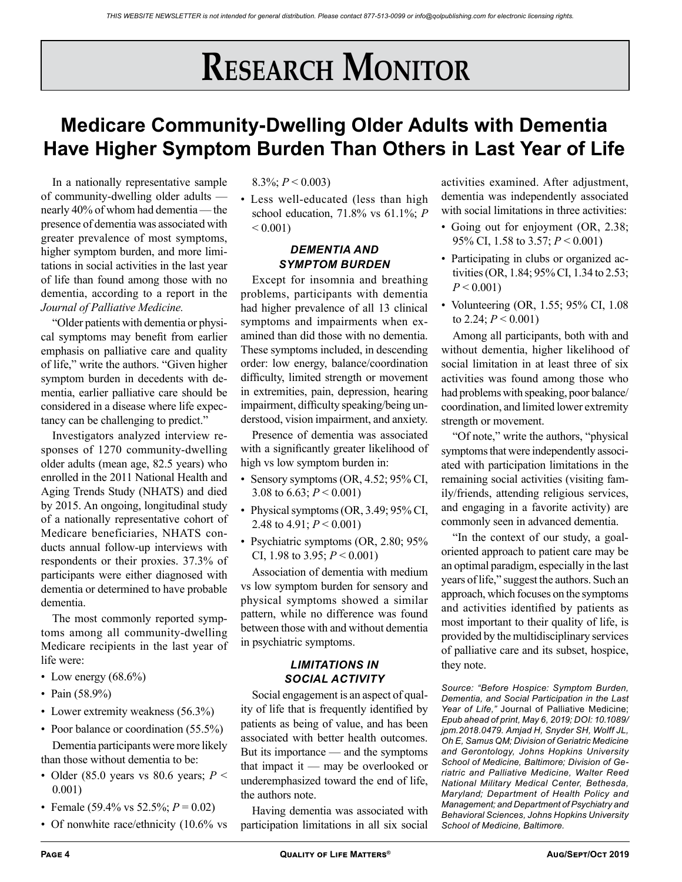# Research Monitor

## Medicare Community-Dwelling Older Adults with Dementia Have Higher Symptom Burden Than Others in Last Year of Life

In a nationally representative sample of community-dwelling older adults — nearly 40% of whom had dementia — the presence of dementia was associated with greater prevalence of most symptoms, higher symptom burden, and more limitations in social activities in the last year of life than found among those with no dementia, according to a report in the *Journal of Palliative Medicine.*

"Older patients with dementia or physical symptoms may benefit from earlier emphasis on palliative care and quality of life," write the authors. "Given higher symptom burden in decedents with dementia, earlier palliative care should be considered in a disease where life expectancy can be challenging to predict."

Investigators analyzed interview responses of 1270 community-dwelling older adults (mean age, 82.5 years) who enrolled in the 2011 National Health and Aging Trends Study (NHATS) and died by 2015. An ongoing, longitudinal study of a nationally representative cohort of Medicare beneficiaries, NHATS conducts annual follow-up interviews with respondents or their proxies. 37.3% of participants were either diagnosed with dementia or determined to have probable dementia.

The most commonly reported symptoms among all community-dwelling Medicare recipients in the last year of life were:

- Low energy (68.6%)
- Pain (58.9%)
- Lower extremity weakness (56.3%)
- Poor balance or coordination (55.5%)

Dementia participants were more likely than those without dementia to be:

- Older (85.0 years vs 80.6 years; $P < 0.001$)
- Female (59.4% vs 52.5%; $P = 0.02$)
- Of nonwhite race/ethnicity (10.6% vs 8.3%; $P < 0.003$)
- Less well-educated (less than high school education, 71.8% vs 61.1%; $P < 0.001$)

### *DEMENTIA AND SYMPTOM BURDEN*

Except for insomnia and breathing problems, participants with dementia had higher prevalence of all 13 clinical symptoms and impairments when examined than did those with no dementia. These symptoms included, in descending order: low energy, balance/coordination difficulty, limited strength or movement in extremities, pain, depression, hearing impairment, difficulty speaking/being understood, vision impairment, and anxiety.

Presence of dementia was associated with a significantly greater likelihood of high vs low symptom burden in:

- Sensory symptoms (OR, 4.52; 95% CI, 3.08 to 6.63; $P < 0.001$)
- Physical symptoms (OR, 3.49; 95% CI, 2.48 to 4.91; $P < 0.001$)
- Psychiatric symptoms (OR, 2.80; 95% CI, 1.98 to 3.95; $P < 0.001$)

Association of dementia with medium vs low symptom burden for sensory and physical symptoms showed a similar pattern, while no difference was found between those with and without dementia in psychiatric symptoms.

### *LIMITATIONS IN SOCIAL ACTIVITY*

Social engagement is an aspect of quality of life that is frequently identified by patients as being of value, and has been associated with better health outcomes. But its importance — and the symptoms that impact it — may be overlooked or underemphasized toward the end of life, the authors note.

Having dementia was associated with participation limitations in all six social activities examined. After adjustment, dementia was independently associated with social limitations in three activities:

- Going out for enjoyment (OR, 2.38; 95% CI, 1.58 to 3.57; $P < 0.001$)
- Participating in clubs or organized activities (OR, 1.84; 95% CI, 1.34 to 2.53; $P < 0.001$)
- Volunteering (OR, 1.55; 95% CI, 1.08 to 2.24; $P < 0.001$)

Among all participants, both with and without dementia, higher likelihood of social limitation in at least three of six activities was found among those who had problems with speaking, poor balance/coordination, and limited lower extremity strength or movement.

"Of note," write the authors, "physical symptoms that were independently associated with participation limitations in the remaining social activities (visiting family/friends, attending religious services, and engaging in a favorite activity) are commonly seen in advanced dementia.

"In the context of our study, a goal-oriented approach to patient care may be an optimal paradigm, especially in the last years of life," suggest the authors. Such an approach, which focuses on the symptoms and activities identified by patients as most important to their quality of life, is provided by the multidisciplinary services of palliative care and its subset, hospice, they note.

*Source: "Before Hospice: Symptom Burden, Dementia, and Social Participation in the Last Year of Life,"* Journal of Palliative Medicine; *Epub ahead of print, May 6, 2019; DOI: 10.1089/jpm.2018.0479. Amjad H, Snyder SH, Wolff JL, Oh E, Samus QM; Division of Geriatric Medicine and Gerontology, Johns Hopkins University School of Medicine, Baltimore; Division of Geriatric and Palliative Medicine, Walter Reed National Military Medical Center, Bethesda, Maryland; Department of Health Policy and Management; and Department of Psychiatry and Behavioral Sciences, Johns Hopkins University School of Medicine, Baltimore.*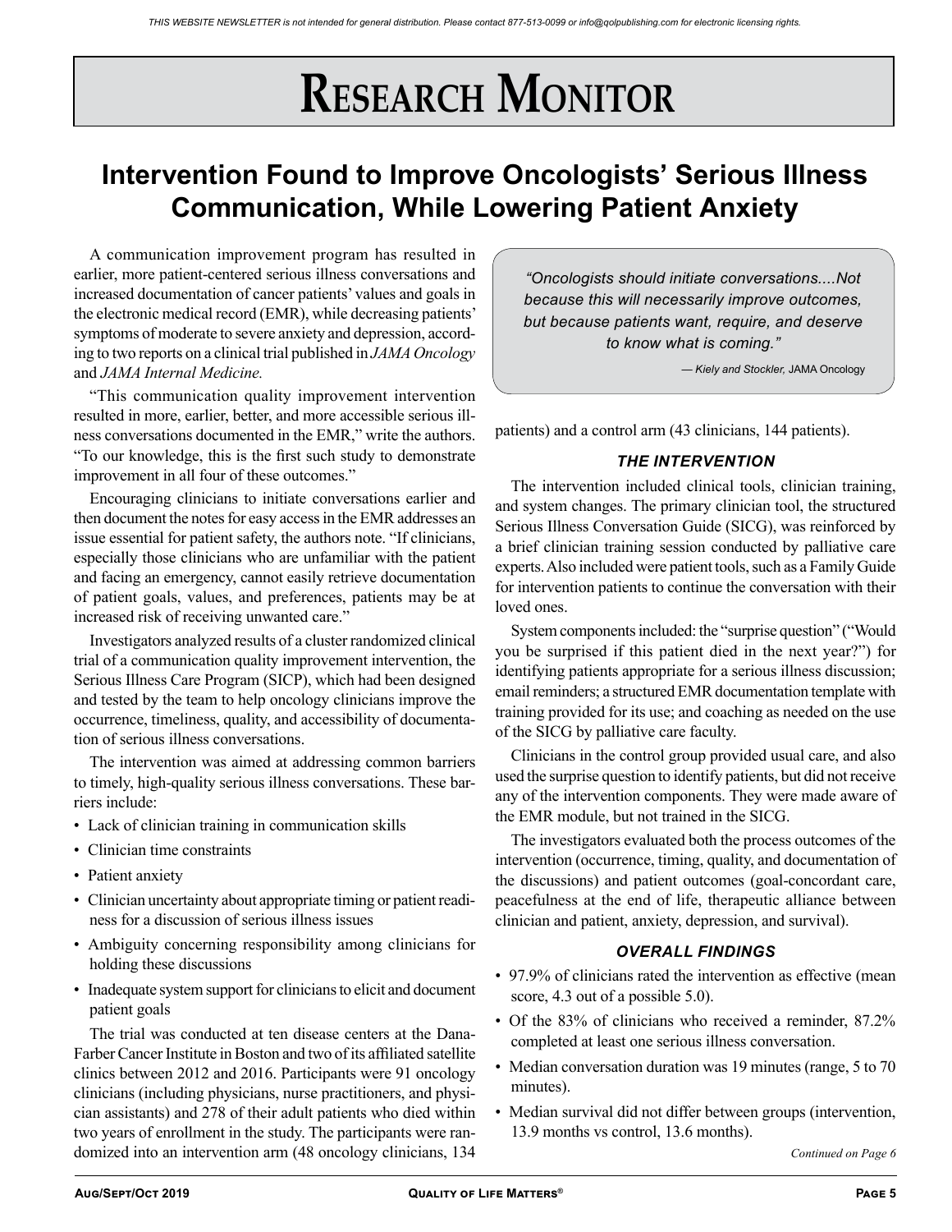# Research Monitor

## Intervention Found to Improve Oncologists' Serious Illness Communication, While Lowering Patient Anxiety

A communication improvement program has resulted in earlier, more patient-centered serious illness conversations and increased documentation of cancer patients' values and goals in the electronic medical record (EMR), while decreasing patients' symptoms of moderate to severe anxiety and depression, according to two reports on a clinical trial published in *JAMA Oncology* and *JAMA Internal Medicine.*

"This communication quality improvement intervention resulted in more, earlier, better, and more accessible serious illness conversations documented in the EMR," write the authors. "To our knowledge, this is the first such study to demonstrate improvement in all four of these outcomes."

Encouraging clinicians to initiate conversations earlier and then document the notes for easy access in the EMR addresses an issue essential for patient safety, the authors note. "If clinicians, especially those clinicians who are unfamiliar with the patient and facing an emergency, cannot easily retrieve documentation of patient goals, values, and preferences, patients may be at increased risk of receiving unwanted care."

Investigators analyzed results of a cluster randomized clinical trial of a communication quality improvement intervention, the Serious Illness Care Program (SICP), which had been designed and tested by the team to help oncology clinicians improve the occurrence, timeliness, quality, and accessibility of documentation of serious illness conversations.

The intervention was aimed at addressing common barriers to timely, high-quality serious illness conversations. These barriers include:

- Lack of clinician training in communication skills
- Clinician time constraints
- Patient anxiety
- Clinician uncertainty about appropriate timing or patient readiness for a discussion of serious illness issues
- Ambiguity concerning responsibility among clinicians for holding these discussions
- Inadequate system support for clinicians to elicit and document patient goals

The trial was conducted at ten disease centers at the Dana-Farber Cancer Institute in Boston and two of its affiliated satellite clinics between 2012 and 2016. Participants were 91 oncology clinicians (including physicians, nurse practitioners, and physician assistants) and 278 of their adult patients who died within two years of enrollment in the study. The participants were randomized into an intervention arm (48 oncology clinicians, 134 patients) and a control arm (43 clinicians, 144 patients).

> *"Oncologists should initiate conversations....Not because this will necessarily improve outcomes, but because patients want, require, and deserve to know what is coming."*
>
> *— Kiely and Stockler,* JAMA Oncology

### *THE INTERVENTION*

The intervention included clinical tools, clinician training, and system changes. The primary clinician tool, the structured Serious Illness Conversation Guide (SICG), was reinforced by a brief clinician training session conducted by palliative care experts. Also included were patient tools, such as a Family Guide for intervention patients to continue the conversation with their loved ones.

System components included: the "surprise question" ("Would you be surprised if this patient died in the next year?") for identifying patients appropriate for a serious illness discussion; email reminders; a structured EMR documentation template with training provided for its use; and coaching as needed on the use of the SICG by palliative care faculty.

Clinicians in the control group provided usual care, and also used the surprise question to identify patients, but did not receive any of the intervention components. They were made aware of the EMR module, but not trained in the SICG.

The investigators evaluated both the process outcomes of the intervention (occurrence, timing, quality, and documentation of the discussions) and patient outcomes (goal-concordant care, peacefulness at the end of life, therapeutic alliance between clinician and patient, anxiety, depression, and survival).

### *OVERALL FINDINGS*

- 97.9% of clinicians rated the intervention as effective (mean score, 4.3 out of a possible 5.0).
- Of the 83% of clinicians who received a reminder, 87.2% completed at least one serious illness conversation.
- Median conversation duration was 19 minutes (range, 5 to 70 minutes).
- Median survival did not differ between groups (intervention, 13.9 months vs control, 13.6 months).

*Continued on Page 6*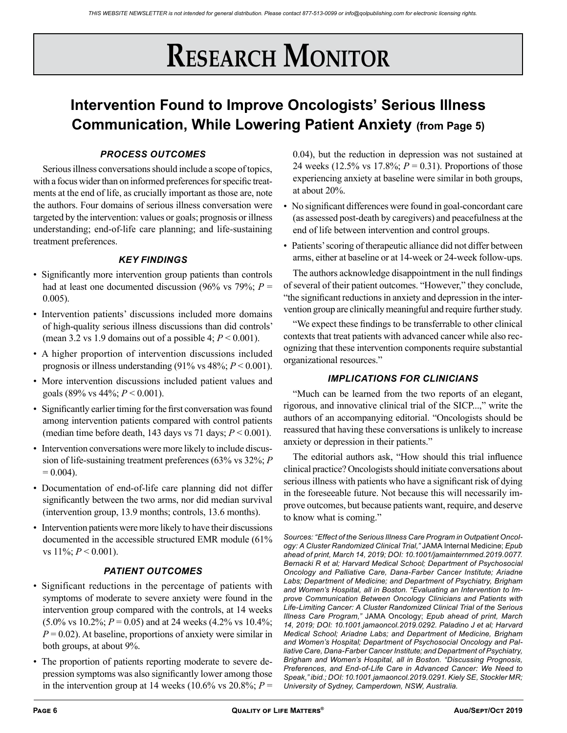# Research Monitor

## Intervention Found to Improve Oncologists' Serious Illness Communication, While Lowering Patient Anxiety (from Page 5)

### PROCESS OUTCOMES

Serious illness conversations should include a scope of topics, with a focus wider than on informed preferences for specific treatments at the end of life, as crucially important as those are, note the authors. Four domains of serious illness conversation were targeted by the intervention: values or goals; prognosis or illness understanding; end-of-life care planning; and life-sustaining treatment preferences.

### KEY FINDINGS

- Significantly more intervention group patients than controls had at least one documented discussion (96% vs 79%; $P$ = 0.005).
- Intervention patients' discussions included more domains of high-quality serious illness discussions than did controls' (mean 3.2 vs 1.9 domains out of a possible 4; $P < 0.001$).
- A higher proportion of intervention discussions included prognosis or illness understanding (91% vs 48%; $P < 0.001$).
- More intervention discussions included patient values and goals (89% vs 44%; $P < 0.001$).
- Significantly earlier timing for the first conversation was found among intervention patients compared with control patients (median time before death, 143 days vs 71 days; $P < 0.001$).
- Intervention conversations were more likely to include discussion of life-sustaining treatment preferences (63% vs 32%; $P$ = 0.004).
- Documentation of end-of-life care planning did not differ significantly between the two arms, nor did median survival (intervention group, 13.9 months; controls, 13.6 months).
- Intervention patients were more likely to have their discussions documented in the accessible structured EMR module (61% vs 11%; $P < 0.001$).

### PATIENT OUTCOMES

- Significant reductions in the percentage of patients with symptoms of moderate to severe anxiety were found in the intervention group compared with the controls, at 14 weeks (5.0% vs 10.2%; $P$ = 0.05) and at 24 weeks (4.2% vs 10.4%; $P$ = 0.02). At baseline, proportions of anxiety were similar in both groups, at about 9%.
- The proportion of patients reporting moderate to severe depression symptoms was also significantly lower among those in the intervention group at 14 weeks (10.6% vs 20.8%; $P$ = 0.04), but the reduction in depression was not sustained at 24 weeks (12.5% vs 17.8%; $P$ = 0.31). Proportions of those experiencing anxiety at baseline were similar in both groups, at about 20%.
- No significant differences were found in goal-concordant care (as assessed post-death by caregivers) and peacefulness at the end of life between intervention and control groups.
- Patients' scoring of therapeutic alliance did not differ between arms, either at baseline or at 14-week or 24-week follow-ups.

The authors acknowledge disappointment in the null findings of several of their patient outcomes. "However," they conclude, "the significant reductions in anxiety and depression in the intervention group are clinically meaningful and require further study.

"We expect these findings to be transferrable to other clinical contexts that treat patients with advanced cancer while also recognizing that these intervention components require substantial organizational resources."

### IMPLICATIONS FOR CLINICIANS

"Much can be learned from the two reports of an elegant, rigorous, and innovative clinical trial of the SICP...," write the authors of an accompanying editorial. "Oncologists should be reassured that having these conversations is unlikely to increase anxiety or depression in their patients."

The editorial authors ask, "How should this trial influence clinical practice? Oncologists should initiate conversations about serious illness with patients who have a significant risk of dying in the foreseeable future. Not because this will necessarily improve outcomes, but because patients want, require, and deserve to know what is coming."

*Sources: "Effect of the Serious Illness Care Program in Outpatient Oncology: A Cluster Randomized Clinical Trial,"* JAMA Internal Medicine; *Epub ahead of print, March 14, 2019; DOI: 10.1001/jamainternmed.2019.0077. Bernacki R et al; Harvard Medical School; Department of Psychosocial Oncology and Palliative Care, Dana-Farber Cancer Institute; Ariadne Labs; Department of Medicine; and Department of Psychiatry, Brigham and Women's Hospital, all in Boston. "Evaluating an Intervention to Improve Communication Between Oncology Clinicians and Patients with Life-Limiting Cancer: A Cluster Randomized Clinical Trial of the Serious Illness Care Program,"* JAMA Oncology; *Epub ahead of print, March 14, 2019; DOI: 10.1001.jamaoncol.2019.0292. Paladino J et al; Harvard Medical School; Ariadne Labs; and Department of Medicine, Brigham and Women's Hospital; Department of Psychosocial Oncology and Palliative Care, Dana-Farber Cancer Institute; and Department of Psychiatry, Brigham and Women's Hospital, all in Boston. "Discussing Prognosis, Preferences, and End-of-Life Care in Advanced Cancer: We Need to Speak," ibid.; DOI: 10.1001.jamaoncol.2019.0291. Kiely SE, Stockler MR; University of Sydney, Camperdown, NSW, Australia.*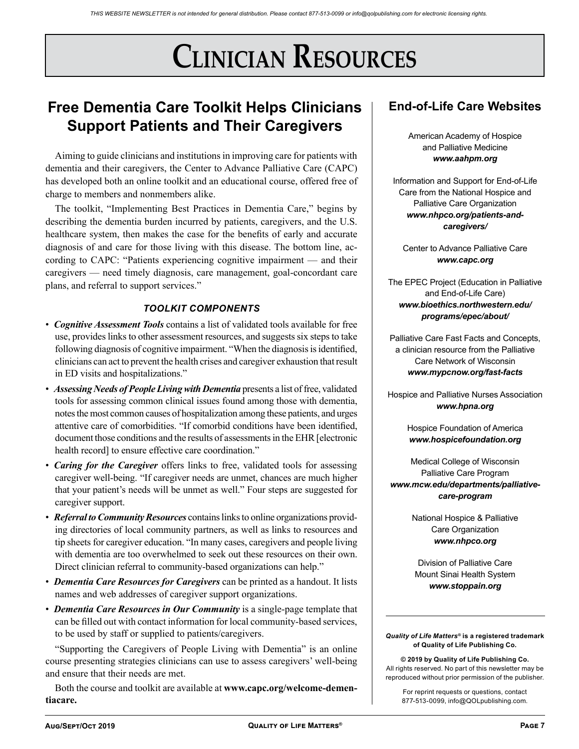# Clinician Resources

## Free Dementia Care Toolkit Helps Clinicians Support Patients and Their Caregivers

Aiming to guide clinicians and institutions in improving care for patients with dementia and their caregivers, the Center to Advance Palliative Care (CAPC) has developed both an online toolkit and an educational course, offered free of charge to members and nonmembers alike.

The toolkit, "Implementing Best Practices in Dementia Care," begins by describing the dementia burden incurred by patients, caregivers, and the U.S. healthcare system, then makes the case for the benefits of early and accurate diagnosis of and care for those living with this disease. The bottom line, according to CAPC: "Patients experiencing cognitive impairment — and their caregivers — need timely diagnosis, care management, goal-concordant care plans, and referral to support services."

### *TOOLKIT COMPONENTS*

- ***Cognitive Assessment Tools*** contains a list of validated tools available for free use, provides links to other assessment resources, and suggests six steps to take following diagnosis of cognitive impairment. "When the diagnosis is identified, clinicians can act to prevent the health crises and caregiver exhaustion that result in ED visits and hospitalizations."
- ***Assessing Needs of People Living with Dementia*** presents a list of free, validated tools for assessing common clinical issues found among those with dementia, notes the most common causes of hospitalization among these patients, and urges attentive care of comorbidities. "If comorbid conditions have been identified, document those conditions and the results of assessments in the EHR [electronic health record] to ensure effective care coordination."
- ***Caring for the Caregiver*** offers links to free, validated tools for assessing caregiver well-being. "If caregiver needs are unmet, chances are much higher that your patient's needs will be unmet as well." Four steps are suggested for caregiver support.
- ***Referral to Community Resources*** contains links to online organizations providing directories of local community partners, as well as links to resources and tip sheets for caregiver education. "In many cases, caregivers and people living with dementia are too overwhelmed to seek out these resources on their own. Direct clinician referral to community-based organizations can help."
- ***Dementia Care Resources for Caregivers*** can be printed as a handout. It lists names and web addresses of caregiver support organizations.
- ***Dementia Care Resources in Our Community*** is a single-page template that can be filled out with contact information for local community-based services, to be used by staff or supplied to patients/caregivers.

"Supporting the Caregivers of People Living with Dementia" is an online course presenting strategies clinicians can use to assess caregivers' well-being and ensure that their needs are met.

Both the course and toolkit are available at **www.capc.org/welcome-dementiacare.**

## End-of-Life Care Websites

American Academy of Hospice and Palliative Medicine
***www.aahpm.org***

Information and Support for End-of-Life Care from the National Hospice and Palliative Care Organization
***www.nhpco.org/patients-and-caregivers/***

Center to Advance Palliative Care
***www.capc.org***

The EPEC Project (Education in Palliative and End-of-Life Care)
***www.bioethics.northwestern.edu/programs/epec/about/***

Palliative Care Fast Facts and Concepts, a clinician resource from the Palliative Care Network of Wisconsin
***www.mypcnow.org/fast-facts***

Hospice and Palliative Nurses Association
***www.hpna.org***

Hospice Foundation of America
***www.hospicefoundation.org***

Medical College of Wisconsin Palliative Care Program
***www.mcw.edu/departments/palliative-care-program***

National Hospice & Palliative Care Organization
***www.nhpco.org***

Division of Palliative Care Mount Sinai Health System
***www.stoppain.org***

---

***Quality of Life Matters®*** **is a registered trademark of Quality of Life Publishing Co.**

**© 2019 by Quality of Life Publishing Co.**
All rights reserved. No part of this newsletter may be reproduced without prior permission of the publisher.

For reprint requests or questions, contact 877-513-0099, info@QOLpublishing.com.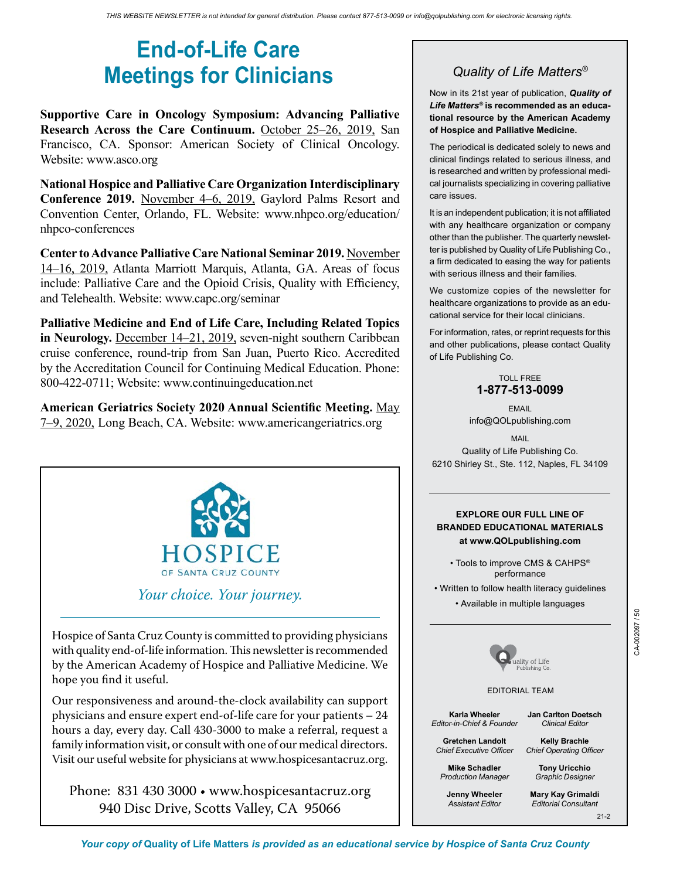# End-of-Life Care Meetings for Clinicians

**Supportive Care in Oncology Symposium: Advancing Palliative Research Across the Care Continuum.** October 25–26, 2019, San Francisco, CA. Sponsor: American Society of Clinical Oncology. Website: www.asco.org

**National Hospice and Palliative Care Organization Interdisciplinary Conference 2019.** November 4–6, 2019, Gaylord Palms Resort and Convention Center, Orlando, FL. Website: www.nhpco.org/education/nhpco-conferences

**Center to Advance Palliative Care National Seminar 2019.** November 14–16, 2019, Atlanta Marriott Marquis, Atlanta, GA. Areas of focus include: Palliative Care and the Opioid Crisis, Quality with Efficiency, and Telehealth. Website: www.capc.org/seminar

**Palliative Medicine and End of Life Care, Including Related Topics in Neurology.** December 14–21, 2019, seven-night southern Caribbean cruise conference, round-trip from San Juan, Puerto Rico. Accredited by the Accreditation Council for Continuing Medical Education. Phone: 800-422-0711; Website: www.continuingeducation.net

**American Geriatrics Society 2020 Annual Scientific Meeting.** May 7–9, 2020, Long Beach, CA. Website: www.americangeriatrics.org

---

HOSPICE
OF SANTA CRUZ COUNTY

*Your choice. Your journey.*

Hospice of Santa Cruz County is committed to providing physicians with quality end-of-life information. This newsletter is recommended by the American Academy of Hospice and Palliative Medicine. We hope you find it useful.

Our responsiveness and around-the-clock availability can support physicians and ensure expert end-of-life care for your patients – 24 hours a day, every day. Call 430-3000 to make a referral, request a family information visit, or consult with one of our medical directors. Visit our useful website for physicians at www.hospicesantacruz.org.

Phone: 831 430 3000 • www.hospicesantacruz.org
940 Disc Drive, Scotts Valley, CA 95066

---

## *Quality of Life Matters®*

Now in its 21st year of publication, ***Quality of Life Matters®* is recommended as an educational resource by the American Academy of Hospice and Palliative Medicine.**

The periodical is dedicated solely to news and clinical findings related to serious illness, and is researched and written by professional medical journalists specializing in covering palliative care issues.

It is an independent publication; it is not affiliated with any healthcare organization or company other than the publisher. The quarterly newsletter is published by Quality of Life Publishing Co., a firm dedicated to easing the way for patients with serious illness and their families.

We customize copies of the newsletter for healthcare organizations to provide as an educational service for their local clinicians.

For information, rates, or reprint requests for this and other publications, please contact Quality of Life Publishing Co.

TOLL FREE
**1-877-513-0099**

EMAIL
info@QOLpublishing.com

MAIL
Quality of Life Publishing Co.
6210 Shirley St., Ste. 112, Naples, FL 34109

**EXPLORE OUR FULL LINE OF BRANDED EDUCATIONAL MATERIALS at www.QOLpublishing.com**

- Tools to improve CMS & CAHPS® performance
- Written to follow health literacy guidelines
- Available in multiple languages

Quality of Life Publishing Co.

EDITORIAL TEAM

**Karla Wheeler**
*Editor-in-Chief & Founder*

**Jan Carlton Doetsch**
*Clinical Editor*

**Gretchen Landolt**
*Chief Executive Officer*

**Kelly Brachle**
*Chief Operating Officer*

**Mike Schadler**
*Production Manager*

**Tony Uricchio**
*Graphic Designer*

**Jenny Wheeler**
*Assistant Editor*

**Mary Kay Grimaldi**
*Editorial Consultant*

21-2

CA-002097 / 50

*Your copy of* **Quality of Life Matters** *is provided as an educational service by Hospice of Santa Cruz County*